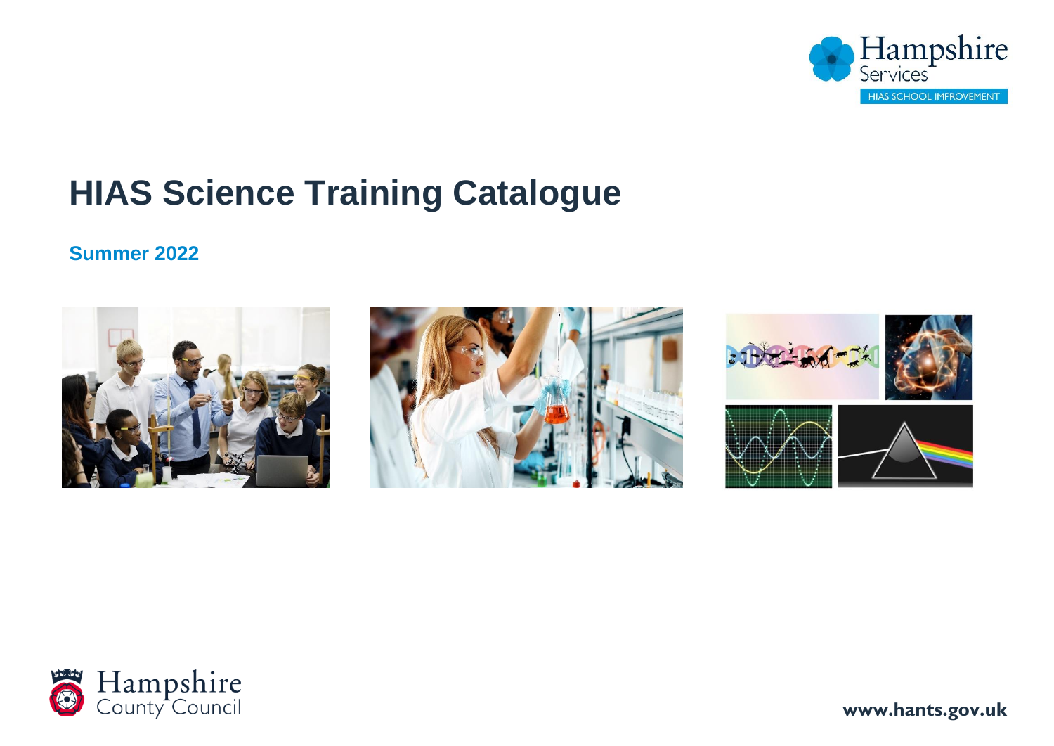Hampshire Services

HIAS SCHOOL IMPROVEMENT

# HIAS Science Training Catalogue

## Summer 2022

Hampshire County Council

www.hants.gov.uk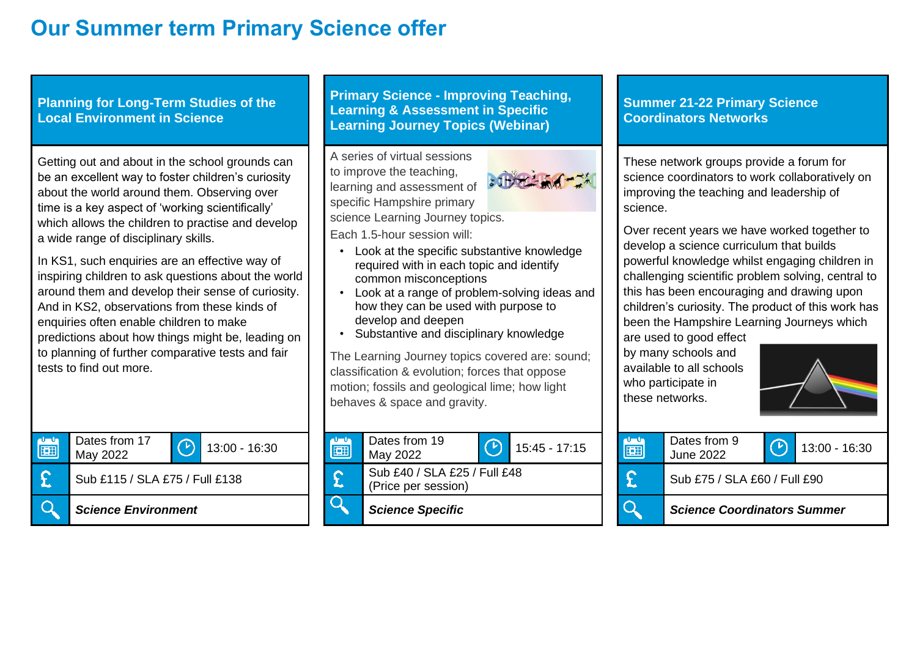# Our Summer term Primary Science offer

## Planning for Long-Term Studies of the Local Environment in Science

Getting out and about in the school grounds can be an excellent way to foster children's curiosity about the world around them. Observing over time is a key aspect of 'working scientifically' which allows the children to practise and develop a wide range of disciplinary skills.

In KS1, such enquiries are an effective way of inspiring children to ask questions about the world around them and develop their sense of curiosity. And in KS2, observations from these kinds of enquiries often enable children to make predictions about how things might be, leading on to planning of further comparative tests and fair tests to find out more.

- Dates from 17 May 2022
- 13:00 - 16:30
- Sub £115 / SLA £75 / Full £138
- ***Science Environment***

## Primary Science - Improving Teaching, Learning & Assessment in Specific Learning Journey Topics (Webinar)

A series of virtual sessions to improve the teaching, learning and assessment of specific Hampshire primary science Learning Journey topics.

Each 1.5-hour session will:

- Look at the specific substantive knowledge required with in each topic and identify common misconceptions
- Look at a range of problem-solving ideas and how they can be used with purpose to develop and deepen
- Substantive and disciplinary knowledge

The Learning Journey topics covered are: sound; classification & evolution; forces that oppose motion; fossils and geological lime; how light behaves & space and gravity.

- Dates from 19 May 2022
- 15:45 - 17:15
- Sub £40 / SLA £25 / Full £48 (Price per session)
- ***Science Specific***

## Summer 21-22 Primary Science Coordinators Networks

These network groups provide a forum for science coordinators to work collaboratively on improving the teaching and leadership of science.

Over recent years we have worked together to develop a science curriculum that builds powerful knowledge whilst engaging children in challenging scientific problem solving, central to this has been encouraging and drawing upon children's curiosity. The product of this work has been the Hampshire Learning Journeys which are used to good effect by many schools and available to all schools who participate in these networks.

- Dates from 9 June 2022
- 13:00 - 16:30
- Sub £75 / SLA £60 / Full £90
- ***Science Coordinators Summer***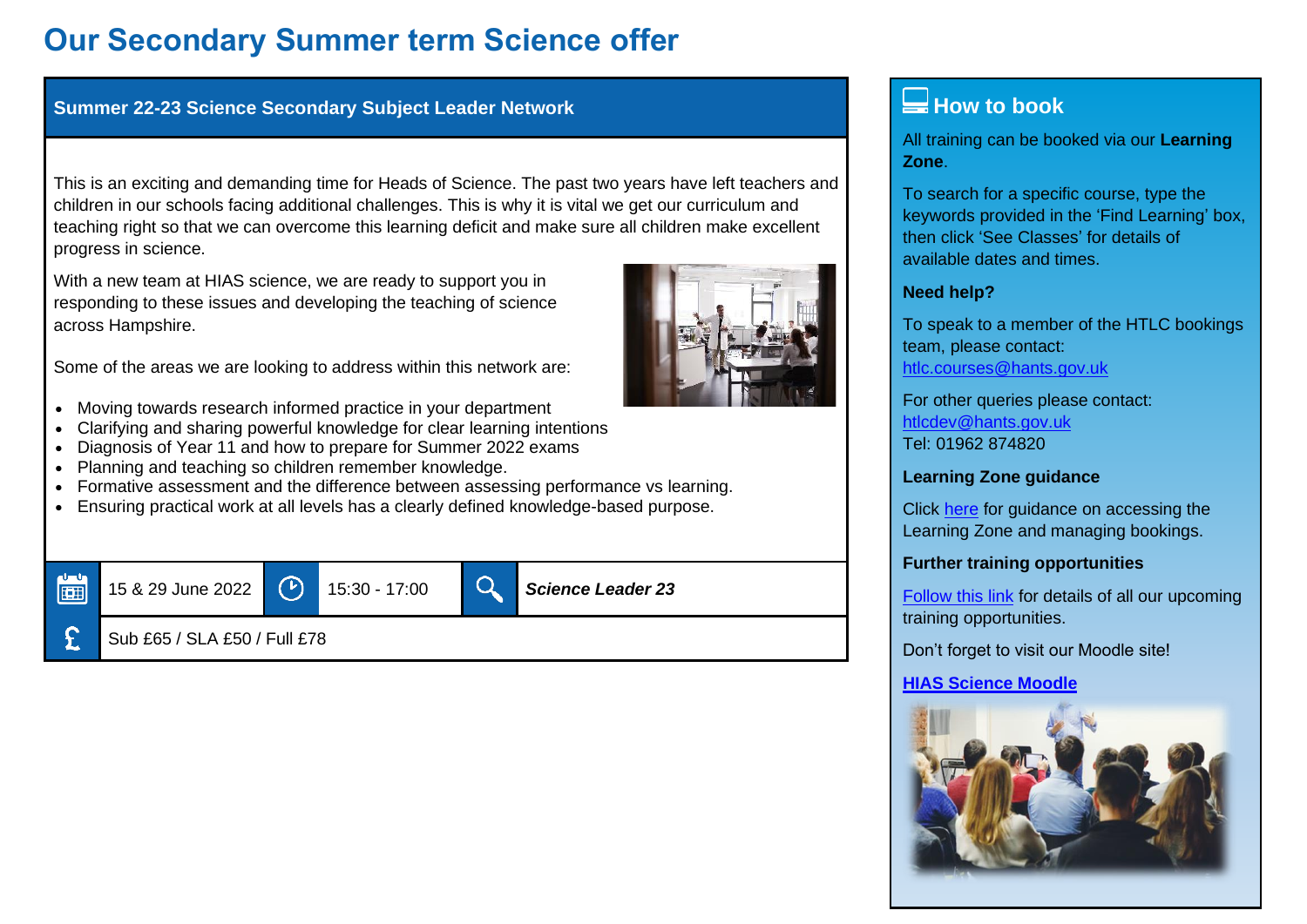# Our Secondary Summer term Science offer

## Summer 22-23 Science Secondary Subject Leader Network

This is an exciting and demanding time for Heads of Science. The past two years have left teachers and children in our schools facing additional challenges. This is why it is vital we get our curriculum and teaching right so that we can overcome this learning deficit and make sure all children make excellent progress in science.

With a new team at HIAS science, we are ready to support you in responding to these issues and developing the teaching of science across Hampshire.

Some of the areas we are looking to address within this network are:

- Moving towards research informed practice in your department
- Clarifying and sharing powerful knowledge for clear learning intentions
- Diagnosis of Year 11 and how to prepare for Summer 2022 exams
- Planning and teaching so children remember knowledge.
- Formative assessment and the difference between assessing performance vs learning.
- Ensuring practical work at all levels has a clearly defined knowledge-based purpose.

| | | |
|---|---|---|
| 15 & 29 June 2022 | 15:30 - 17:00 | ***Science Leader 23*** |
| Sub £65 / SLA £50 / Full £78 | | |

## How to book

All training can be booked via our **Learning Zone**.

To search for a specific course, type the keywords provided in the 'Find Learning' box, then click 'See Classes' for details of available dates and times.

**Need help?**

To speak to a member of the HTLC bookings team, please contact:
htlc.courses@hants.gov.uk

For other queries please contact:
htlcdev@hants.gov.uk
Tel: 01962 874820

**Learning Zone guidance**

Click here for guidance on accessing the Learning Zone and managing bookings.

**Further training opportunities**

Follow this link for details of all our upcoming training opportunities.

Don't forget to visit our Moodle site!

**HIAS Science Moodle**